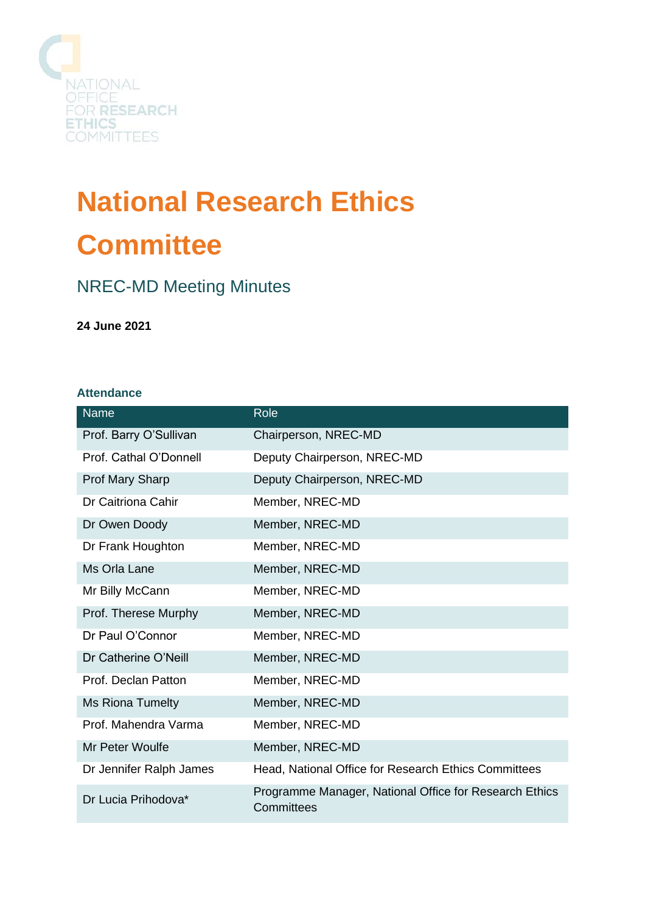NATIONAL OFFICE FOR RESEARCH ETHICS COMMITTEES

# National Research Ethics Committee

## NREC-MD Meeting Minutes

**24 June 2021**

### Attendance

| Name | Role |
|---|---|
| Prof. Barry O'Sullivan | Chairperson, NREC-MD |
| Prof. Cathal O'Donnell | Deputy Chairperson, NREC-MD |
| Prof Mary Sharp | Deputy Chairperson, NREC-MD |
| Dr Caitriona Cahir | Member, NREC-MD |
| Dr Owen Doody | Member, NREC-MD |
| Dr Frank Houghton | Member, NREC-MD |
| Ms Orla Lane | Member, NREC-MD |
| Mr Billy McCann | Member, NREC-MD |
| Prof. Therese Murphy | Member, NREC-MD |
| Dr Paul O'Connor | Member, NREC-MD |
| Dr Catherine O'Neill | Member, NREC-MD |
| Prof. Declan Patton | Member, NREC-MD |
| Ms Riona Tumelty | Member, NREC-MD |
| Prof. Mahendra Varma | Member, NREC-MD |
| Mr Peter Woulfe | Member, NREC-MD |
| Dr Jennifer Ralph James | Head, National Office for Research Ethics Committees |
| Dr Lucia Prihodova* | Programme Manager, National Office for Research Ethics Committees |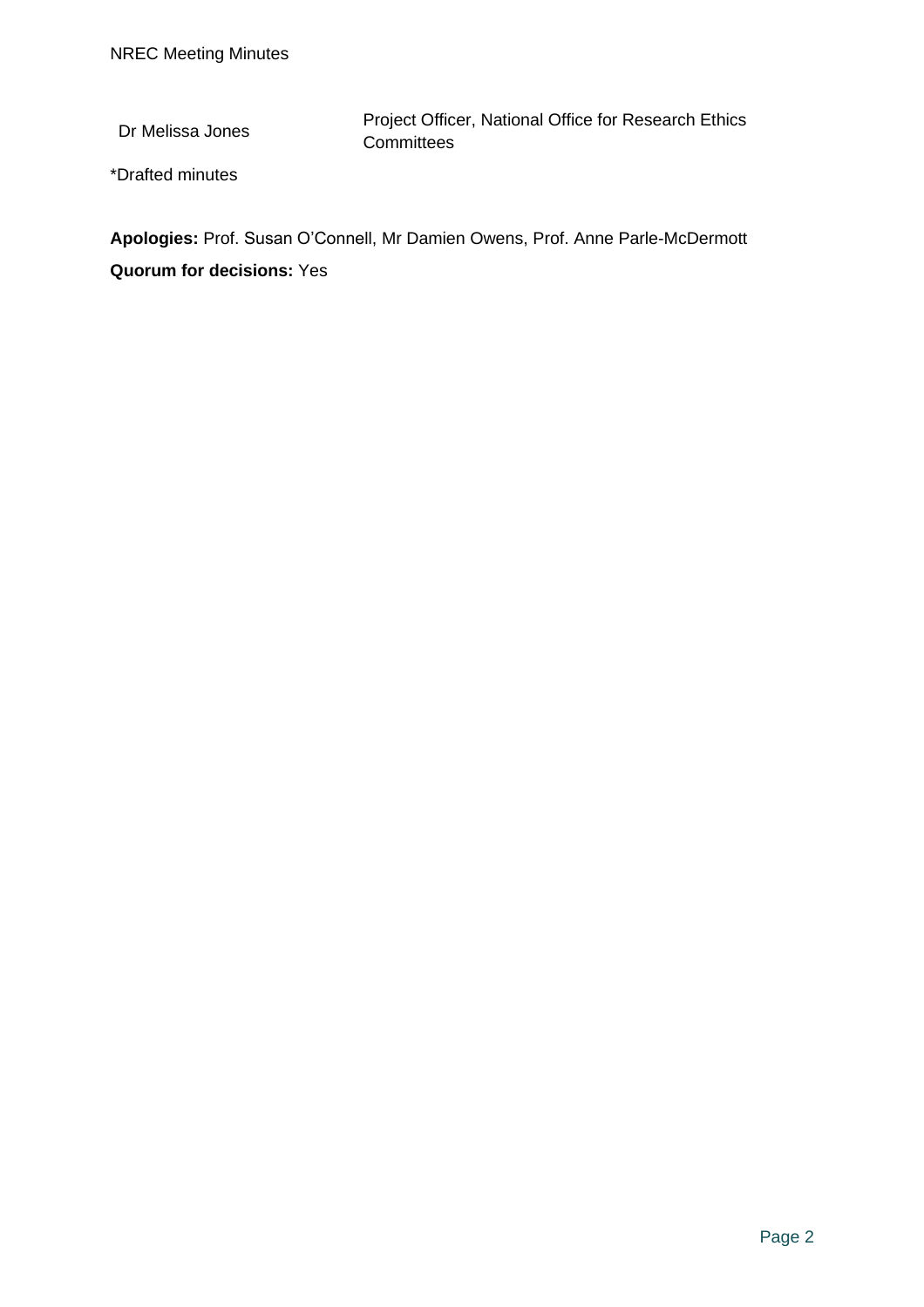| | |
|---|---|
| Dr Melissa Jones | Project Officer, National Office for Research Ethics Committees |

*Drafted minutes

**Apologies:** Prof. Susan O'Connell, Mr Damien Owens, Prof. Anne Parle-McDermott

**Quorum for decisions:** Yes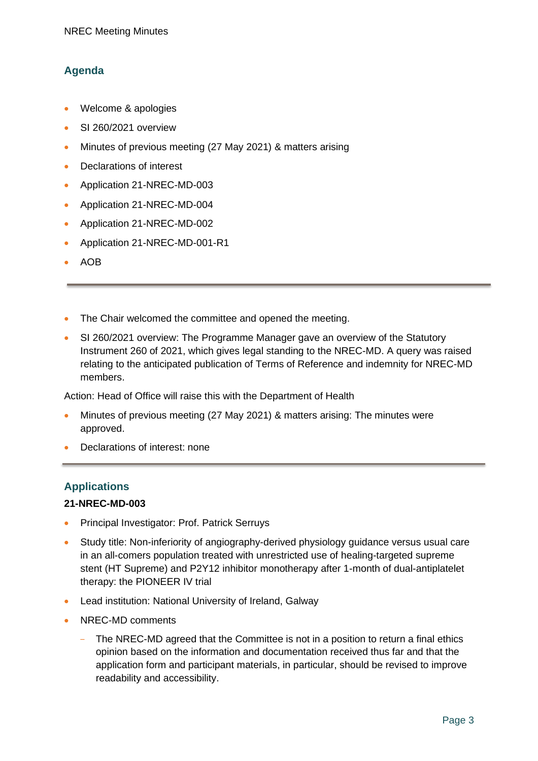## Agenda

- Welcome & apologies
- SI 260/2021 overview
- Minutes of previous meeting (27 May 2021) & matters arising
- Declarations of interest
- Application 21-NREC-MD-003
- Application 21-NREC-MD-004
- Application 21-NREC-MD-002
- Application 21-NREC-MD-001-R1
- AOB

---

- The Chair welcomed the committee and opened the meeting.
- SI 260/2021 overview: The Programme Manager gave an overview of the Statutory Instrument 260 of 2021, which gives legal standing to the NREC-MD. A query was raised relating to the anticipated publication of Terms of Reference and indemnity for NREC-MD members.

Action: Head of Office will raise this with the Department of Health

- Minutes of previous meeting (27 May 2021) & matters arising: The minutes were approved.
- Declarations of interest: none

---

## Applications

**21-NREC-MD-003**

- Principal Investigator: Prof. Patrick Serruys
- Study title: Non-inferiority of angiography-derived physiology guidance versus usual care in an all-comers population treated with unrestricted use of healing-targeted supreme stent (HT Supreme) and P2Y12 inhibitor monotherapy after 1-month of dual-antiplatelet therapy: the PIONEER IV trial
- Lead institution: National University of Ireland, Galway
- NREC-MD comments
  - The NREC-MD agreed that the Committee is not in a position to return a final ethics opinion based on the information and documentation received thus far and that the application form and participant materials, in particular, should be revised to improve readability and accessibility.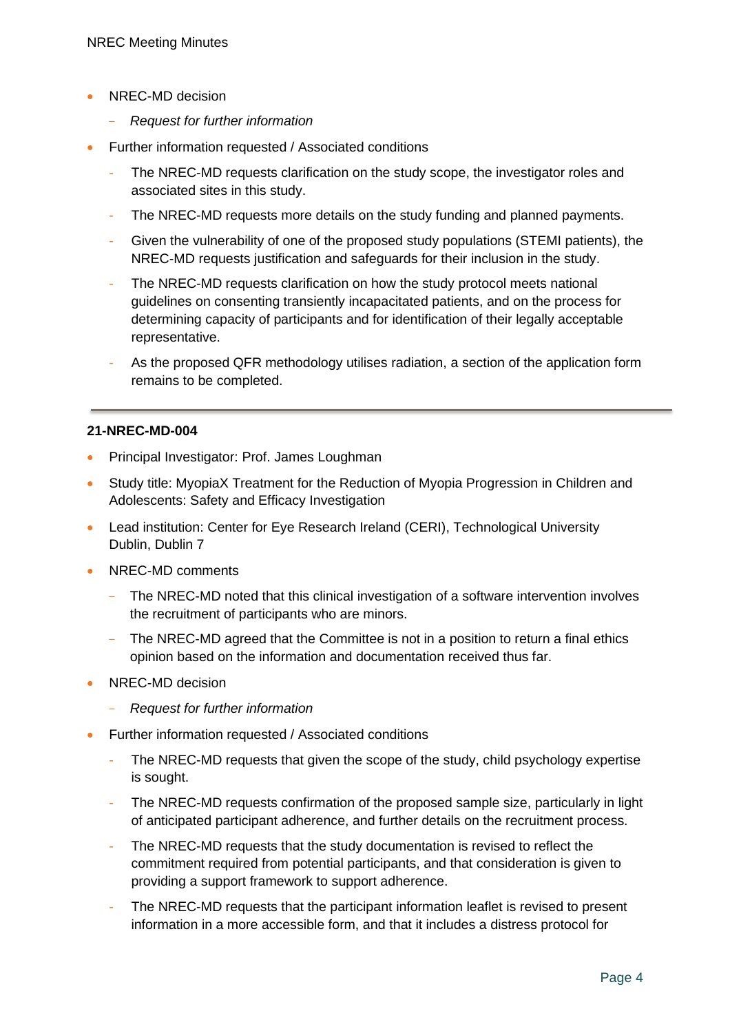- NREC-MD decision
  - *Request for further information*
- Further information requested / Associated conditions
  - The NREC-MD requests clarification on the study scope, the investigator roles and associated sites in this study.
  - The NREC-MD requests more details on the study funding and planned payments.
  - Given the vulnerability of one of the proposed study populations (STEMI patients), the NREC-MD requests justification and safeguards for their inclusion in the study.
  - The NREC-MD requests clarification on how the study protocol meets national guidelines on consenting transiently incapacitated patients, and on the process for determining capacity of participants and for identification of their legally acceptable representative.
  - As the proposed QFR methodology utilises radiation, a section of the application form remains to be completed.

---

**21-NREC-MD-004**

- Principal Investigator: Prof. James Loughman
- Study title: MyopiaX Treatment for the Reduction of Myopia Progression in Children and Adolescents: Safety and Efficacy Investigation
- Lead institution: Center for Eye Research Ireland (CERI), Technological University Dublin, Dublin 7
- NREC-MD comments
  - The NREC-MD noted that this clinical investigation of a software intervention involves the recruitment of participants who are minors.
  - The NREC-MD agreed that the Committee is not in a position to return a final ethics opinion based on the information and documentation received thus far.
- NREC-MD decision
  - *Request for further information*
- Further information requested / Associated conditions
  - The NREC-MD requests that given the scope of the study, child psychology expertise is sought.
  - The NREC-MD requests confirmation of the proposed sample size, particularly in light of anticipated participant adherence, and further details on the recruitment process.
  - The NREC-MD requests that the study documentation is revised to reflect the commitment required from potential participants, and that consideration is given to providing a support framework to support adherence.
  - The NREC-MD requests that the participant information leaflet is revised to present information in a more accessible form, and that it includes a distress protocol for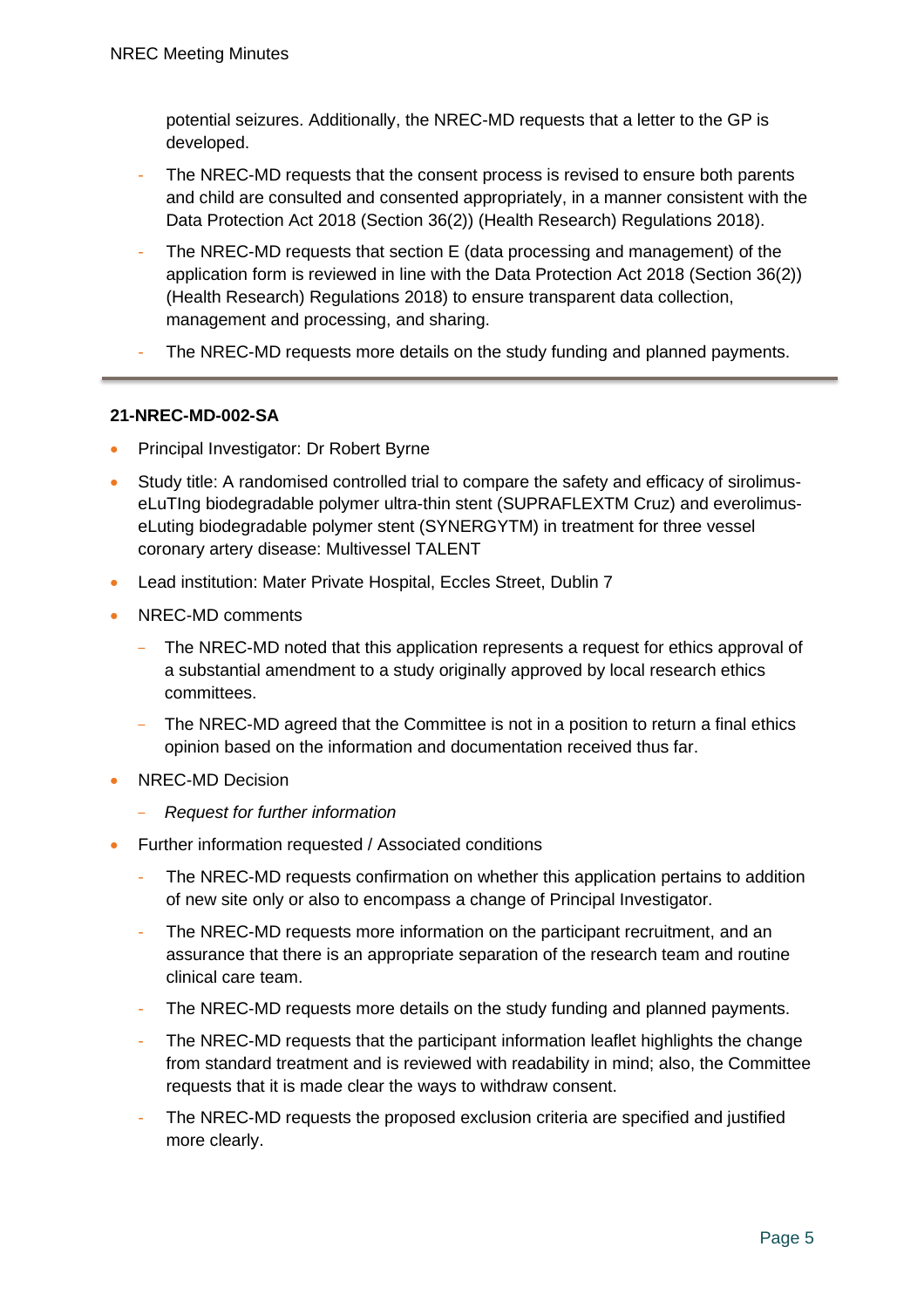potential seizures. Additionally, the NREC-MD requests that a letter to the GP is developed.

- The NREC-MD requests that the consent process is revised to ensure both parents and child are consulted and consented appropriately, in a manner consistent with the Data Protection Act 2018 (Section 36(2)) (Health Research) Regulations 2018).
- The NREC-MD requests that section E (data processing and management) of the application form is reviewed in line with the Data Protection Act 2018 (Section 36(2)) (Health Research) Regulations 2018) to ensure transparent data collection, management and processing, and sharing.
- The NREC-MD requests more details on the study funding and planned payments.

---

**21-NREC-MD-002-SA**

- Principal Investigator: Dr Robert Byrne
- Study title: A randomised controlled trial to compare the safety and efficacy of sirolimus-eLuTIng biodegradable polymer ultra-thin stent (SUPRAFLEXTM Cruz) and everolimus-eLuting biodegradable polymer stent (SYNERGYTM) in treatment for three vessel coronary artery disease: Multivessel TALENT
- Lead institution: Mater Private Hospital, Eccles Street, Dublin 7
- NREC-MD comments
  - The NREC-MD noted that this application represents a request for ethics approval of a substantial amendment to a study originally approved by local research ethics committees.
  - The NREC-MD agreed that the Committee is not in a position to return a final ethics opinion based on the information and documentation received thus far.
- NREC-MD Decision
  - *Request for further information*
- Further information requested / Associated conditions
  - The NREC-MD requests confirmation on whether this application pertains to addition of new site only or also to encompass a change of Principal Investigator.
  - The NREC-MD requests more information on the participant recruitment, and an assurance that there is an appropriate separation of the research team and routine clinical care team.
  - The NREC-MD requests more details on the study funding and planned payments.
  - The NREC-MD requests that the participant information leaflet highlights the change from standard treatment and is reviewed with readability in mind; also, the Committee requests that it is made clear the ways to withdraw consent.
  - The NREC-MD requests the proposed exclusion criteria are specified and justified more clearly.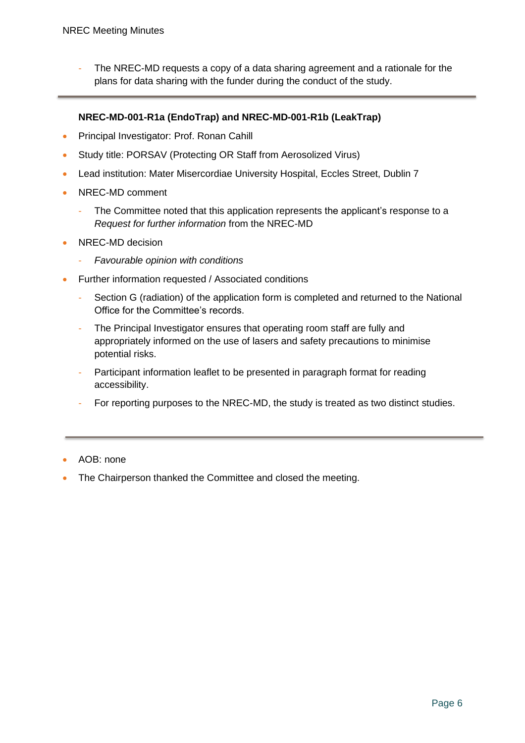- The NREC-MD requests a copy of a data sharing agreement and a rationale for the plans for data sharing with the funder during the conduct of the study.

---

**NREC-MD-001-R1a (EndoTrap) and NREC-MD-001-R1b (LeakTrap)**

- Principal Investigator: Prof. Ronan Cahill
- Study title: PORSAV (Protecting OR Staff from Aerosolized Virus)
- Lead institution: Mater Misercordiae University Hospital, Eccles Street, Dublin 7
- NREC-MD comment
  - The Committee noted that this application represents the applicant's response to a *Request for further information* from the NREC-MD
- NREC-MD decision
  - *Favourable opinion with conditions*
- Further information requested / Associated conditions
  - Section G (radiation) of the application form is completed and returned to the National Office for the Committee's records.
  - The Principal Investigator ensures that operating room staff are fully and appropriately informed on the use of lasers and safety precautions to minimise potential risks.
  - Participant information leaflet to be presented in paragraph format for reading accessibility.
  - For reporting purposes to the NREC-MD, the study is treated as two distinct studies.

---

- AOB: none
- The Chairperson thanked the Committee and closed the meeting.